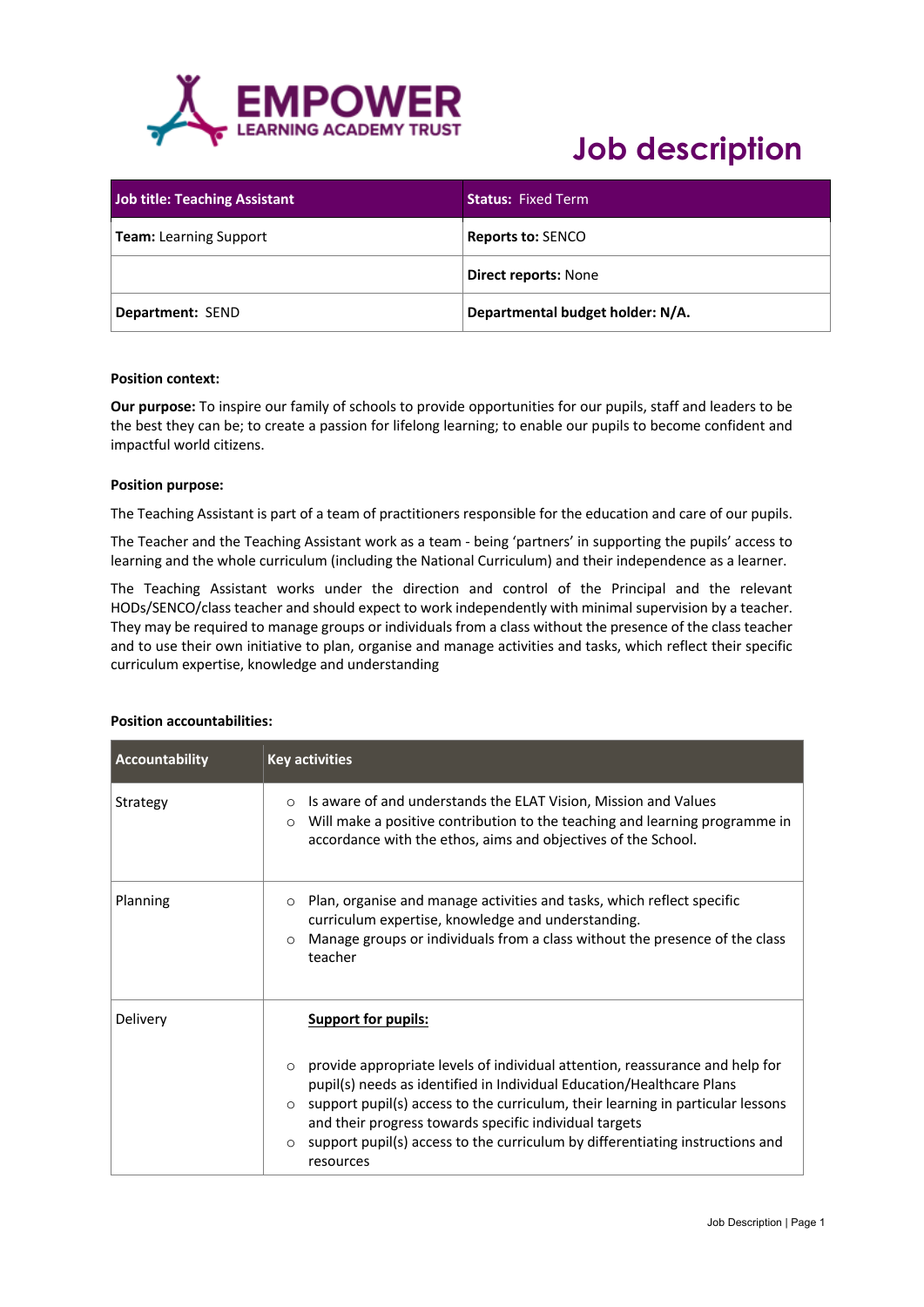EMPOWER LEARNING ACADEMY TRUST

# Job description

| Job title: Teaching Assistant | Status: Fixed Term |
|---|---|
| **Team:** Learning Support | **Reports to:** SENCO |
| | **Direct reports:** None |
| **Department:** SEND | **Departmental budget holder: N/A.** |

**Position context:**

**Our purpose:** To inspire our family of schools to provide opportunities for our pupils, staff and leaders to be the best they can be; to create a passion for lifelong learning; to enable our pupils to become confident and impactful world citizens.

**Position purpose:**

The Teaching Assistant is part of a team of practitioners responsible for the education and care of our pupils.

The Teacher and the Teaching Assistant work as a team - being 'partners' in supporting the pupils' access to learning and the whole curriculum (including the National Curriculum) and their independence as a learner.

The Teaching Assistant works under the direction and control of the Principal and the relevant HODs/SENCO/class teacher and should expect to work independently with minimal supervision by a teacher. They may be required to manage groups or individuals from a class without the presence of the class teacher and to use their own initiative to plan, organise and manage activities and tasks, which reflect their specific curriculum expertise, knowledge and understanding

**Position accountabilities:**

| Accountability | Key activities |
|---|---|
| Strategy | ○ Is aware of and understands the ELAT Vision, Mission and Values<br>○ Will make a positive contribution to the teaching and learning programme in accordance with the ethos, aims and objectives of the School. |
| Planning | ○ Plan, organise and manage activities and tasks, which reflect specific curriculum expertise, knowledge and understanding.<br>○ Manage groups or individuals from a class without the presence of the class teacher |
| Delivery | <u>**Support for pupils:**</u><br>○ provide appropriate levels of individual attention, reassurance and help for pupil(s) needs as identified in Individual Education/Healthcare Plans<br>○ support pupil(s) access to the curriculum, their learning in particular lessons and their progress towards specific individual targets<br>○ support pupil(s) access to the curriculum by differentiating instructions and resources |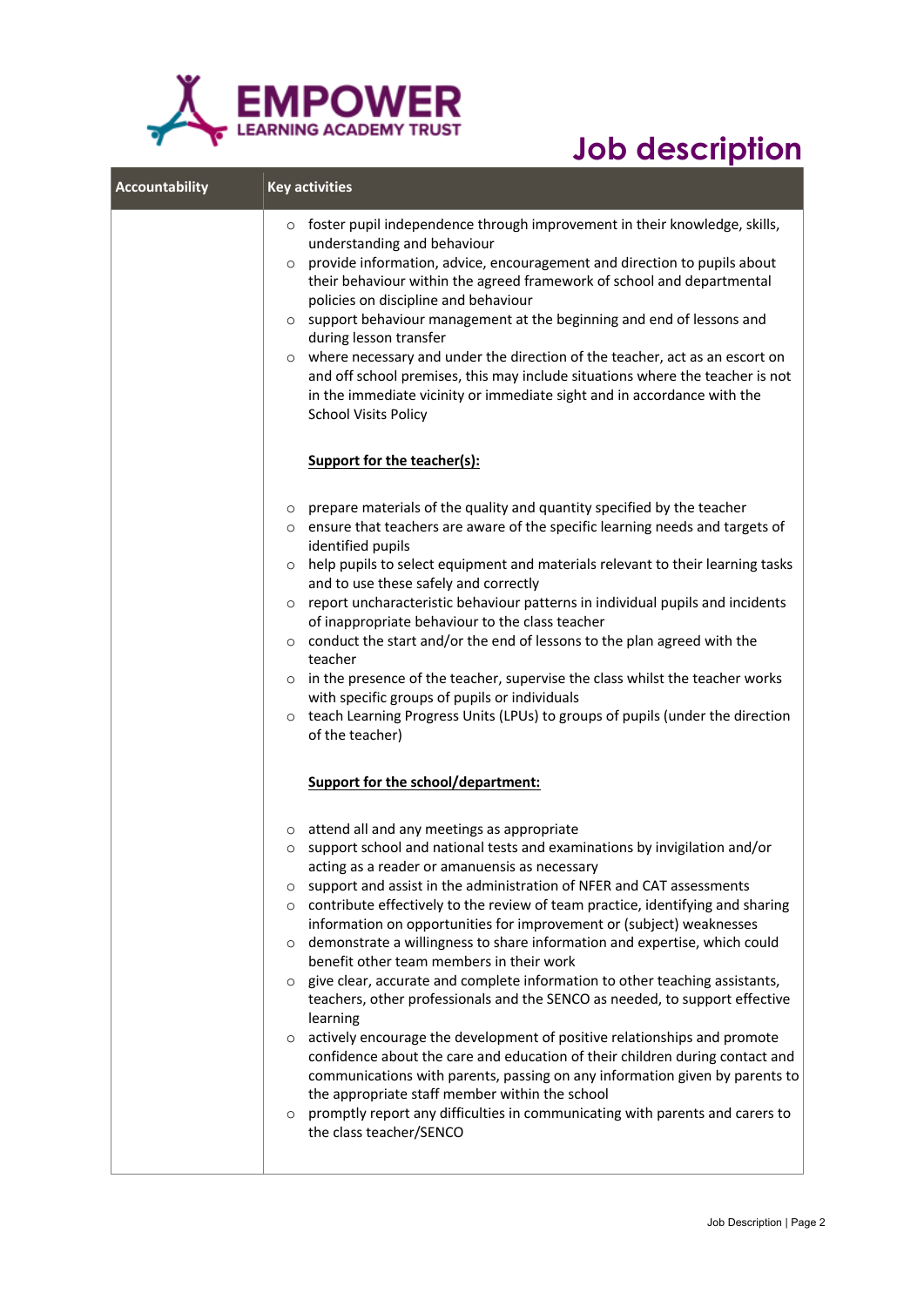# Job description

| Accountability | Key activities |
|---|---|
| | ○ foster pupil independence through improvement in their knowledge, skills, understanding and behaviour<br>○ provide information, advice, encouragement and direction to pupils about their behaviour within the agreed framework of school and departmental policies on discipline and behaviour<br>○ support behaviour management at the beginning and end of lessons and during lesson transfer<br>○ where necessary and under the direction of the teacher, act as an escort on and off school premises, this may include situations where the teacher is not in the immediate vicinity or immediate sight and in accordance with the School Visits Policy<br><br>**Support for the teacher(s):**<br><br>○ prepare materials of the quality and quantity specified by the teacher<br>○ ensure that teachers are aware of the specific learning needs and targets of identified pupils<br>○ help pupils to select equipment and materials relevant to their learning tasks and to use these safely and correctly<br>○ report uncharacteristic behaviour patterns in individual pupils and incidents of inappropriate behaviour to the class teacher<br>○ conduct the start and/or the end of lessons to the plan agreed with the teacher<br>○ in the presence of the teacher, supervise the class whilst the teacher works with specific groups of pupils or individuals<br>○ teach Learning Progress Units (LPUs) to groups of pupils (under the direction of the teacher)<br><br>**Support for the school/department:**<br><br>○ attend all and any meetings as appropriate<br>○ support school and national tests and examinations by invigilation and/or acting as a reader or amanuensis as necessary<br>○ support and assist in the administration of NFER and CAT assessments<br>○ contribute effectively to the review of team practice, identifying and sharing information on opportunities for improvement or (subject) weaknesses<br>○ demonstrate a willingness to share information and expertise, which could benefit other team members in their work<br>○ give clear, accurate and complete information to other teaching assistants, teachers, other professionals and the SENCO as needed, to support effective learning<br>○ actively encourage the development of positive relationships and promote confidence about the care and education of their children during contact and communications with parents, passing on any information given by parents to the appropriate staff member within the school<br>○ promptly report any difficulties in communicating with parents and carers to the class teacher/SENCO |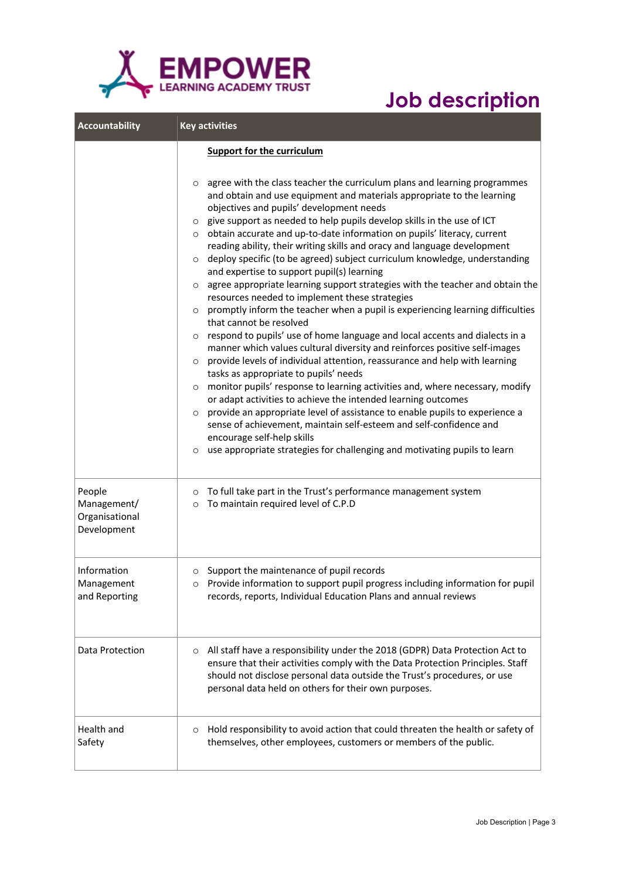**EMPOWER LEARNING ACADEMY TRUST**

# Job description

| Accountability | Key activities |
| --- | --- |
| | **Support for the curriculum**<br><br>○ agree with the class teacher the curriculum plans and learning programmes and obtain and use equipment and materials appropriate to the learning objectives and pupils' development needs<br>○ give support as needed to help pupils develop skills in the use of ICT<br>○ obtain accurate and up-to-date information on pupils' literacy, current reading ability, their writing skills and oracy and language development<br>○ deploy specific (to be agreed) subject curriculum knowledge, understanding and expertise to support pupil(s) learning<br>○ agree appropriate learning support strategies with the teacher and obtain the resources needed to implement these strategies<br>○ promptly inform the teacher when a pupil is experiencing learning difficulties that cannot be resolved<br>○ respond to pupils' use of home language and local accents and dialects in a manner which values cultural diversity and reinforces positive self-images<br>○ provide levels of individual attention, reassurance and help with learning tasks as appropriate to pupils' needs<br>○ monitor pupils' response to learning activities and, where necessary, modify or adapt activities to achieve the intended learning outcomes<br>○ provide an appropriate level of assistance to enable pupils to experience a sense of achievement, maintain self-esteem and self-confidence and encourage self-help skills<br>○ use appropriate strategies for challenging and motivating pupils to learn |
| People Management/ Organisational Development | ○ To full take part in the Trust's performance management system<br>○ To maintain required level of C.P.D |
| Information Management and Reporting | ○ Support the maintenance of pupil records<br>○ Provide information to support pupil progress including information for pupil records, reports, Individual Education Plans and annual reviews |
| Data Protection | ○ All staff have a responsibility under the 2018 (GDPR) Data Protection Act to ensure that their activities comply with the Data Protection Principles. Staff should not disclose personal data outside the Trust's procedures, or use personal data held on others for their own purposes. |
| Health and Safety | ○ Hold responsibility to avoid action that could threaten the health or safety of themselves, other employees, customers or members of the public. |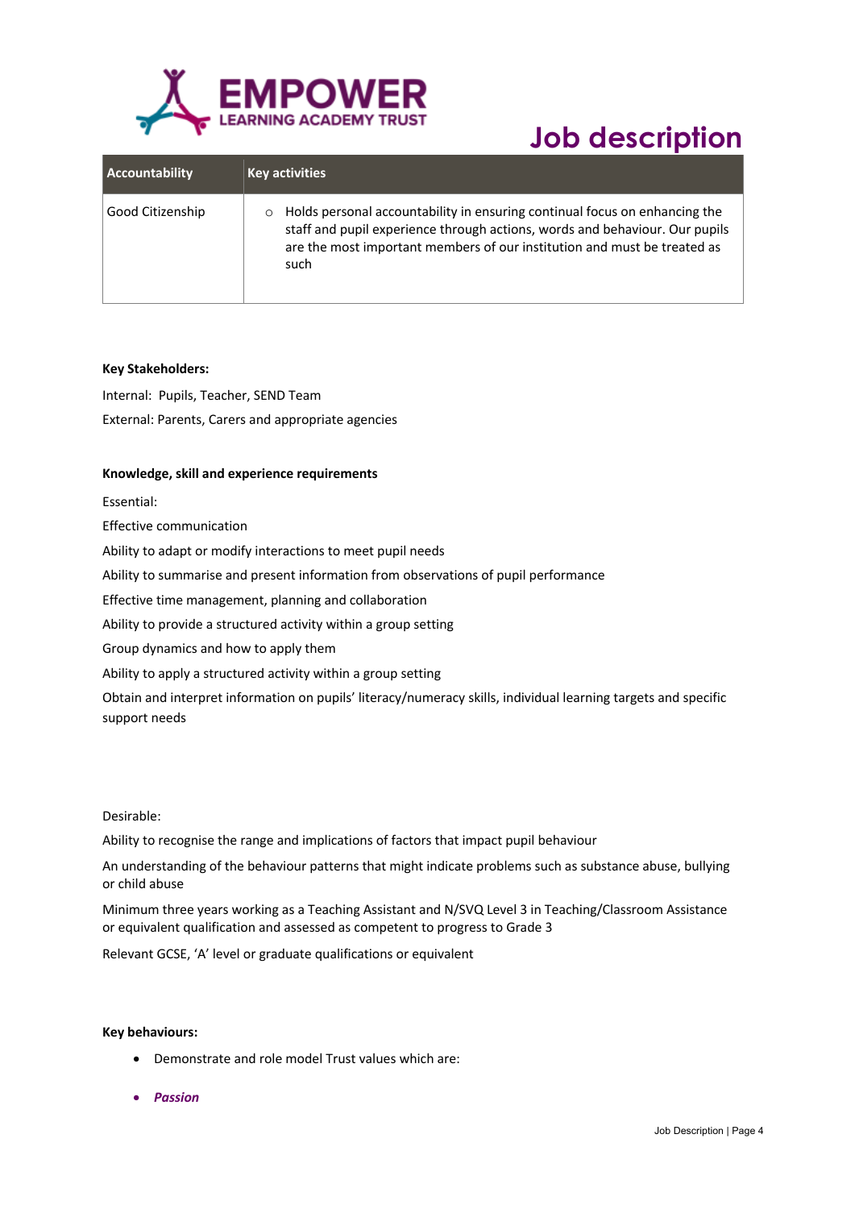# Job description

| Accountability | Key activities |
|---|---|
| Good Citizenship | ○ Holds personal accountability in ensuring continual focus on enhancing the staff and pupil experience through actions, words and behaviour. Our pupils are the most important members of our institution and must be treated as such |

**Key Stakeholders:**

Internal: Pupils, Teacher, SEND Team

External: Parents, Carers and appropriate agencies

**Knowledge, skill and experience requirements**

Essential:

Effective communication

Ability to adapt or modify interactions to meet pupil needs

Ability to summarise and present information from observations of pupil performance

Effective time management, planning and collaboration

Ability to provide a structured activity within a group setting

Group dynamics and how to apply them

Ability to apply a structured activity within a group setting

Obtain and interpret information on pupils' literacy/numeracy skills, individual learning targets and specific support needs

Desirable:

Ability to recognise the range and implications of factors that impact pupil behaviour

An understanding of the behaviour patterns that might indicate problems such as substance abuse, bullying or child abuse

Minimum three years working as a Teaching Assistant and N/SVQ Level 3 in Teaching/Classroom Assistance or equivalent qualification and assessed as competent to progress to Grade 3

Relevant GCSE, 'A' level or graduate qualifications or equivalent

**Key behaviours:**

- Demonstrate and role model Trust values which are:
- ***Passion***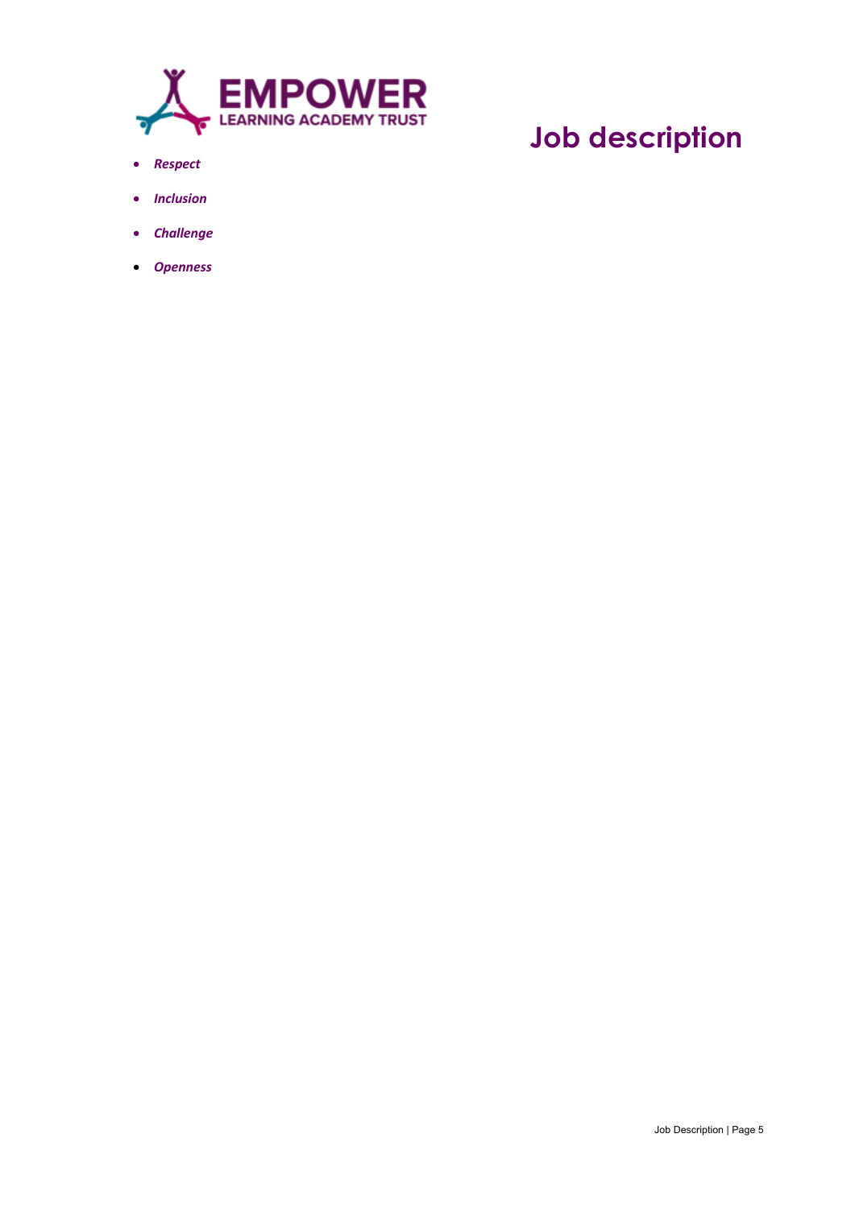# Job description

- ***Respect***
- ***Inclusion***
- ***Challenge***
- ***Openness***